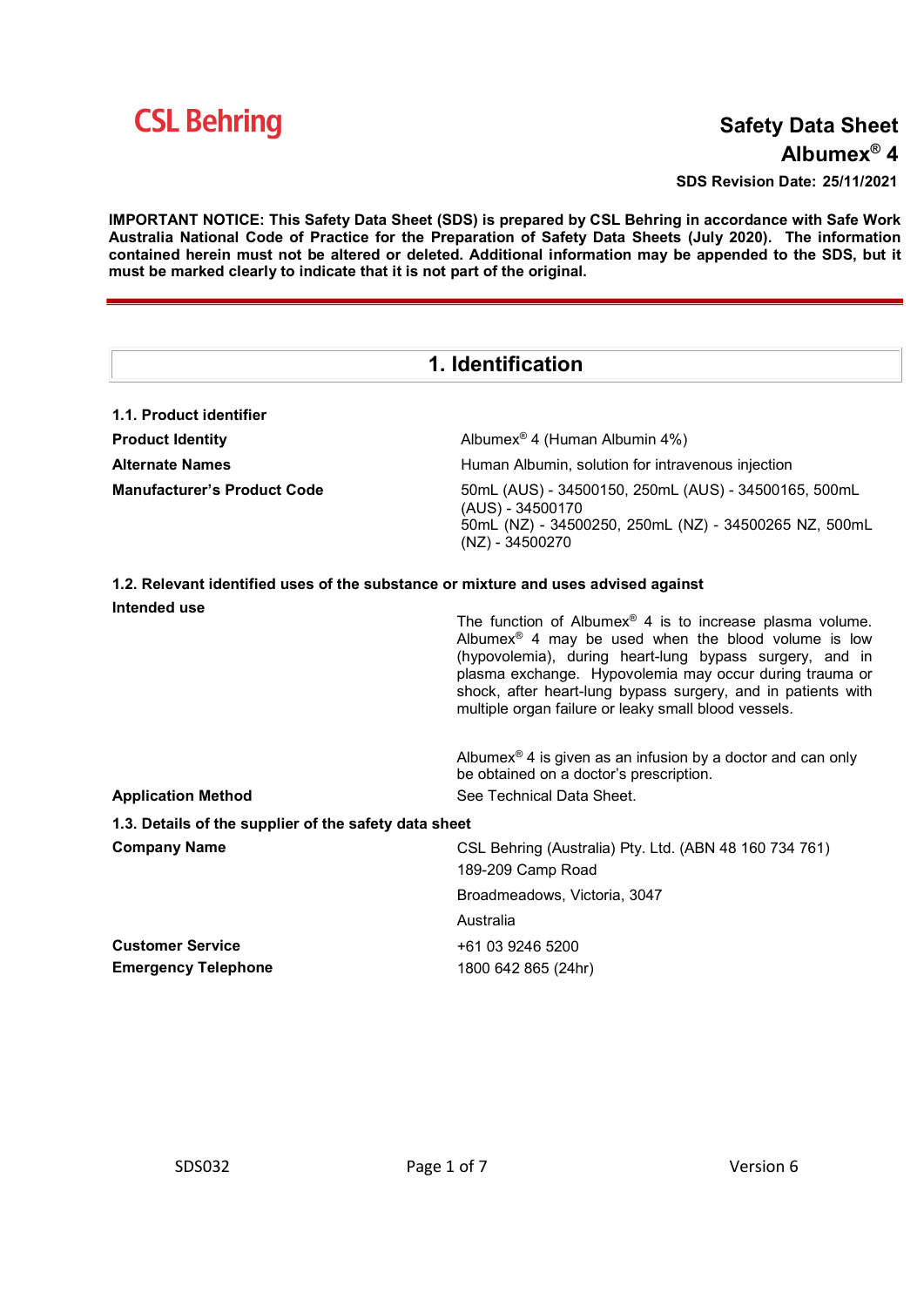CSL Behring

# Safety Data Sheet
# Albumex® 4

**SDS Revision Date: 25/11/2021**

**IMPORTANT NOTICE: This Safety Data Sheet (SDS) is prepared by CSL Behring in accordance with Safe Work Australia National Code of Practice for the Preparation of Safety Data Sheets (July 2020). The information contained herein must not be altered or deleted. Additional information may be appended to the SDS, but it must be marked clearly to indicate that it is not part of the original.**

## 1. Identification

### 1.1. Product identifier

| | |
|---|---|
| **Product Identity** | Albumex® 4 (Human Albumin 4%) |
| **Alternate Names** | Human Albumin, solution for intravenous injection |
| **Manufacturer's Product Code** | 50mL (AUS) - 34500150, 250mL (AUS) - 34500165, 500mL (AUS) - 34500170<br>50mL (NZ) - 34500250, 250mL (NZ) - 34500265 NZ, 500mL (NZ) - 34500270 |

### 1.2. Relevant identified uses of the substance or mixture and uses advised against

| | |
|---|---|
| **Intended use** | The function of Albumex® 4 is to increase plasma volume. Albumex® 4 may be used when the blood volume is low (hypovolemia), during heart-lung bypass surgery, and in plasma exchange. Hypovolemia may occur during trauma or shock, after heart-lung bypass surgery, and in patients with multiple organ failure or leaky small blood vessels.<br><br>Albumex® 4 is given as an infusion by a doctor and can only be obtained on a doctor's prescription. |
| **Application Method** | See Technical Data Sheet. |

### 1.3. Details of the supplier of the safety data sheet

| | |
|---|---|
| **Company Name** | CSL Behring (Australia) Pty. Ltd. (ABN 48 160 734 761)<br>189-209 Camp Road<br>Broadmeadows, Victoria, 3047<br>Australia |
| **Customer Service** | +61 03 9246 5200 |
| **Emergency Telephone** | 1800 642 865 (24hr) |

SDS032 Version 6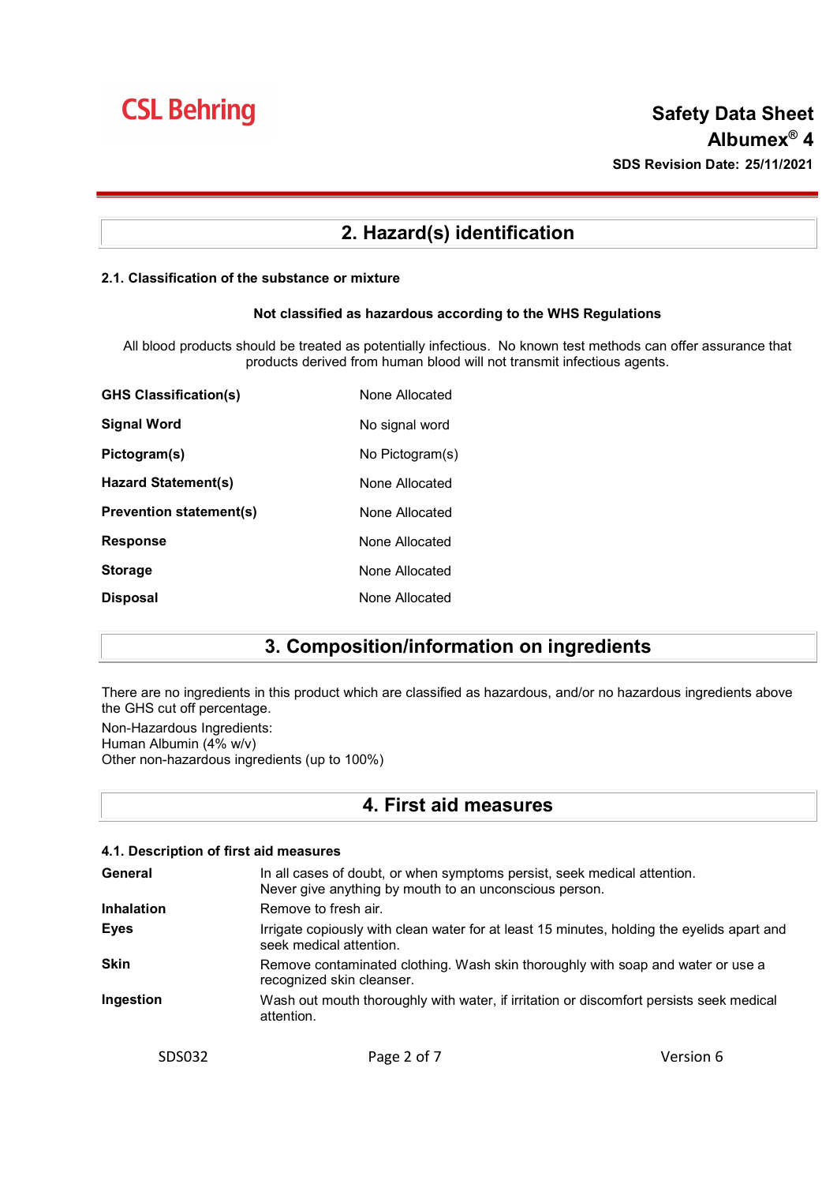## 2. Hazard(s) identification

### 2.1. Classification of the substance or mixture

**Not classified as hazardous according to the WHS Regulations**

All blood products should be treated as potentially infectious. No known test methods can offer assurance that products derived from human blood will not transmit infectious agents.

| | |
|---|---|
| **GHS Classification(s)** | None Allocated |
| **Signal Word** | No signal word |
| **Pictogram(s)** | No Pictogram(s) |
| **Hazard Statement(s)** | None Allocated |
| **Prevention statement(s)** | None Allocated |
| **Response** | None Allocated |
| **Storage** | None Allocated |
| **Disposal** | None Allocated |

## 3. Composition/information on ingredients

There are no ingredients in this product which are classified as hazardous, and/or no hazardous ingredients above the GHS cut off percentage.

Non-Hazardous Ingredients:
Human Albumin (4% w/v)
Other non-hazardous ingredients (up to 100%)

## 4. First aid measures

### 4.1. Description of first aid measures

| | |
|---|---|
| **General** | In all cases of doubt, or when symptoms persist, seek medical attention. Never give anything by mouth to an unconscious person. |
| **Inhalation** | Remove to fresh air. |
| **Eyes** | Irrigate copiously with clean water for at least 15 minutes, holding the eyelids apart and seek medical attention. |
| **Skin** | Remove contaminated clothing. Wash skin thoroughly with soap and water or use a recognized skin cleanser. |
| **Ingestion** | Wash out mouth thoroughly with water, if irritation or discomfort persists seek medical attention. |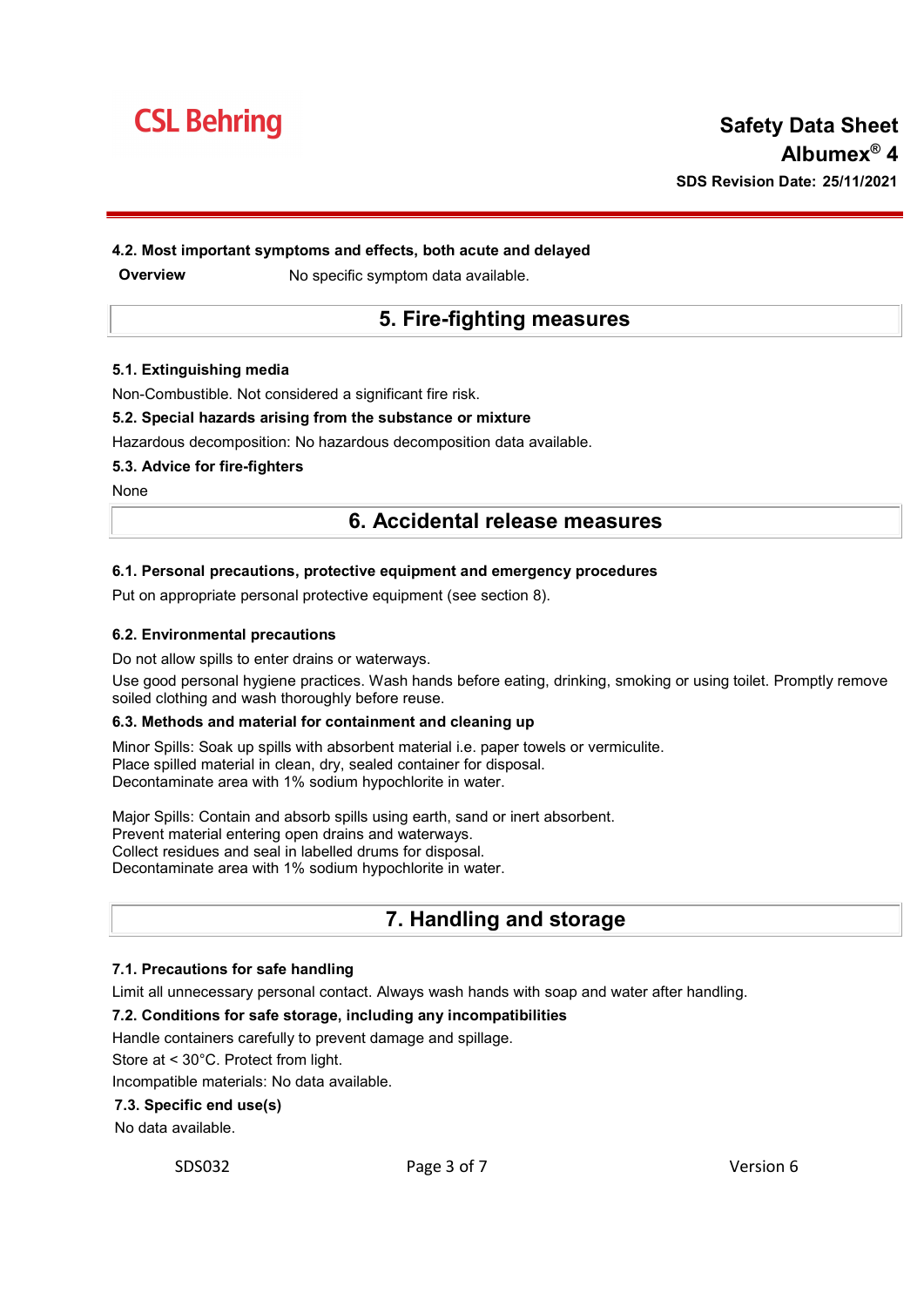### 4.2. Most important symptoms and effects, both acute and delayed

**Overview** No specific symptom data available.

## 5. Fire-fighting measures

### 5.1. Extinguishing media

Non-Combustible. Not considered a significant fire risk.

### 5.2. Special hazards arising from the substance or mixture

Hazardous decomposition: No hazardous decomposition data available.

### 5.3. Advice for fire-fighters

None

## 6. Accidental release measures

### 6.1. Personal precautions, protective equipment and emergency procedures

Put on appropriate personal protective equipment (see section 8).

### 6.2. Environmental precautions

Do not allow spills to enter drains or waterways.

Use good personal hygiene practices. Wash hands before eating, drinking, smoking or using toilet. Promptly remove soiled clothing and wash thoroughly before reuse.

### 6.3. Methods and material for containment and cleaning up

Minor Spills: Soak up spills with absorbent material i.e. paper towels or vermiculite.
Place spilled material in clean, dry, sealed container for disposal.
Decontaminate area with 1% sodium hypochlorite in water.

Major Spills: Contain and absorb spills using earth, sand or inert absorbent.
Prevent material entering open drains and waterways.
Collect residues and seal in labelled drums for disposal.
Decontaminate area with 1% sodium hypochlorite in water.

## 7. Handling and storage

### 7.1. Precautions for safe handling

Limit all unnecessary personal contact. Always wash hands with soap and water after handling.

### 7.2. Conditions for safe storage, including any incompatibilities

Handle containers carefully to prevent damage and spillage.

Store at < 30°C. Protect from light.

Incompatible materials: No data available.

### 7.3. Specific end use(s)

No data available.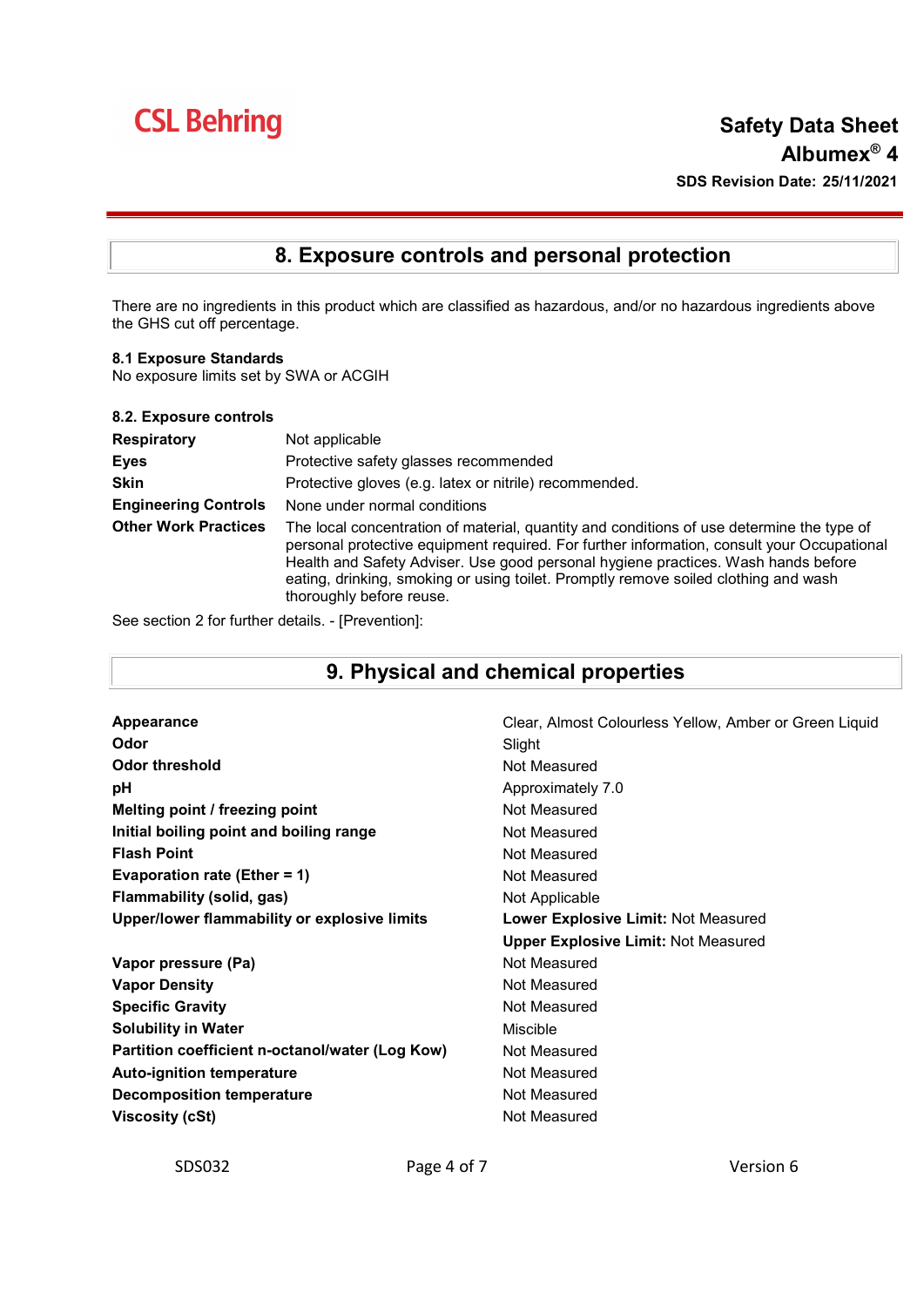## 8. Exposure controls and personal protection

There are no ingredients in this product which are classified as hazardous, and/or no hazardous ingredients above the GHS cut off percentage.

**8.1 Exposure Standards**
No exposure limits set by SWA or ACGIH

**8.2. Exposure controls**

| | |
|---|---|
| **Respiratory** | Not applicable |
| **Eyes** | Protective safety glasses recommended |
| **Skin** | Protective gloves (e.g. latex or nitrile) recommended. |
| **Engineering Controls** | None under normal conditions |
| **Other Work Practices** | The local concentration of material, quantity and conditions of use determine the type of personal protective equipment required. For further information, consult your Occupational Health and Safety Adviser. Use good personal hygiene practices. Wash hands before eating, drinking, smoking or using toilet. Promptly remove soiled clothing and wash thoroughly before reuse. |

See section 2 for further details. - [Prevention]:

## 9. Physical and chemical properties

| | |
|---|---|
| **Appearance** | Clear, Almost Colourless Yellow, Amber or Green Liquid |
| **Odor** | Slight |
| **Odor threshold** | Not Measured |
| **pH** | Approximately 7.0 |
| **Melting point / freezing point** | Not Measured |
| **Initial boiling point and boiling range** | Not Measured |
| **Flash Point** | Not Measured |
| **Evaporation rate (Ether = 1)** | Not Measured |
| **Flammability (solid, gas)** | Not Applicable |
| **Upper/lower flammability or explosive limits** | **Lower Explosive Limit:** Not Measured<br>**Upper Explosive Limit:** Not Measured |
| **Vapor pressure (Pa)** | Not Measured |
| **Vapor Density** | Not Measured |
| **Specific Gravity** | Not Measured |
| **Solubility in Water** | Miscible |
| **Partition coefficient n-octanol/water (Log Kow)** | Not Measured |
| **Auto-ignition temperature** | Not Measured |
| **Decomposition temperature** | Not Measured |
| **Viscosity (cSt)** | Not Measured |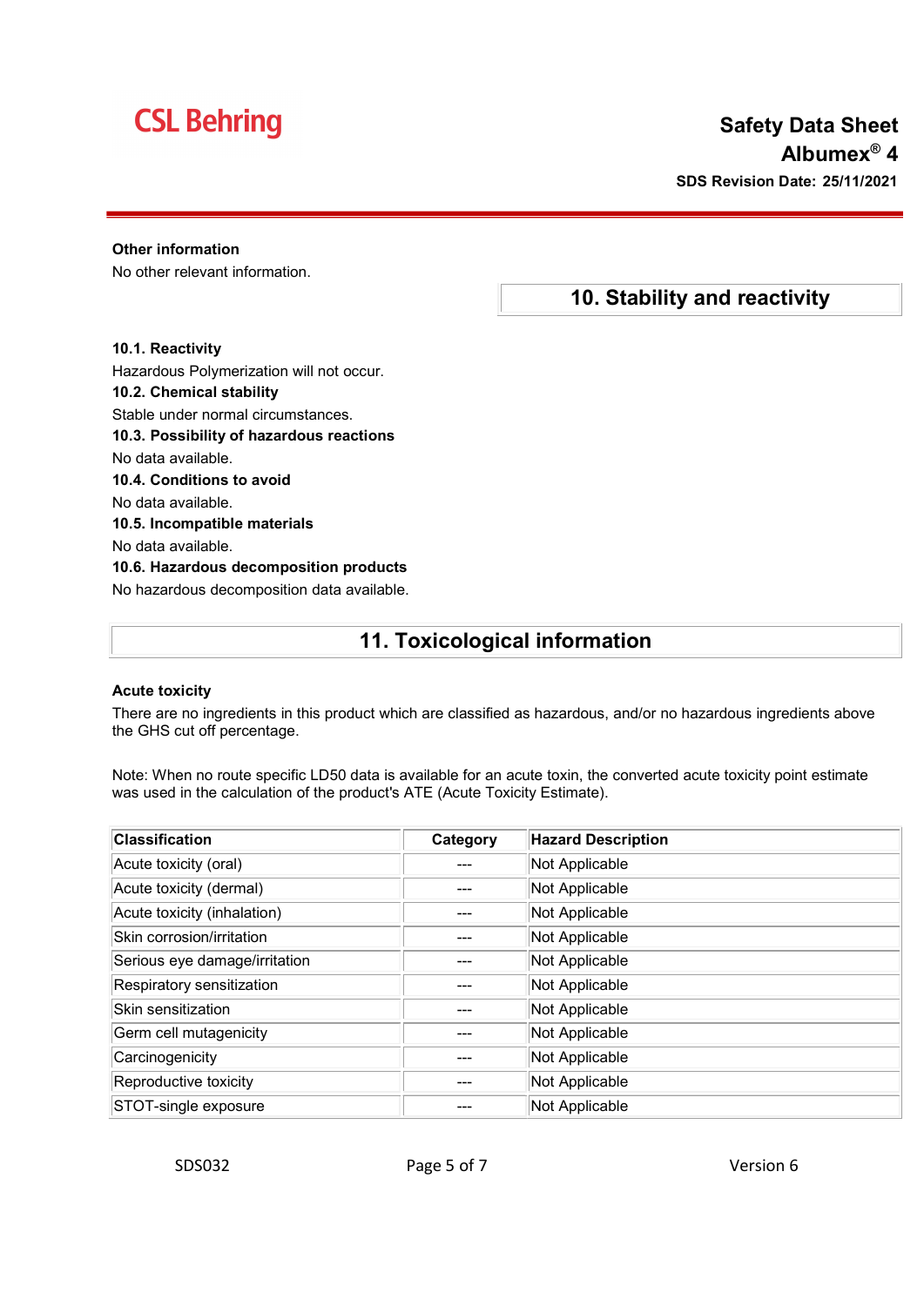**Other information**

No other relevant information.

## 10. Stability and reactivity

**10.1. Reactivity**

Hazardous Polymerization will not occur.

**10.2. Chemical stability**

Stable under normal circumstances.

**10.3. Possibility of hazardous reactions**

No data available.

**10.4. Conditions to avoid**

No data available.

**10.5. Incompatible materials**

No data available.

**10.6. Hazardous decomposition products**

No hazardous decomposition data available.

## 11. Toxicological information

**Acute toxicity**

There are no ingredients in this product which are classified as hazardous, and/or no hazardous ingredients above the GHS cut off percentage.

Note: When no route specific LD50 data is available for an acute toxin, the converted acute toxicity point estimate was used in the calculation of the product's ATE (Acute Toxicity Estimate).

| Classification | Category | Hazard Description |
|---|---|---|
| Acute toxicity (oral) | --- | Not Applicable |
| Acute toxicity (dermal) | --- | Not Applicable |
| Acute toxicity (inhalation) | --- | Not Applicable |
| Skin corrosion/irritation | --- | Not Applicable |
| Serious eye damage/irritation | --- | Not Applicable |
| Respiratory sensitization | --- | Not Applicable |
| Skin sensitization | --- | Not Applicable |
| Germ cell mutagenicity | --- | Not Applicable |
| Carcinogenicity | --- | Not Applicable |
| Reproductive toxicity | --- | Not Applicable |
| STOT-single exposure | --- | Not Applicable |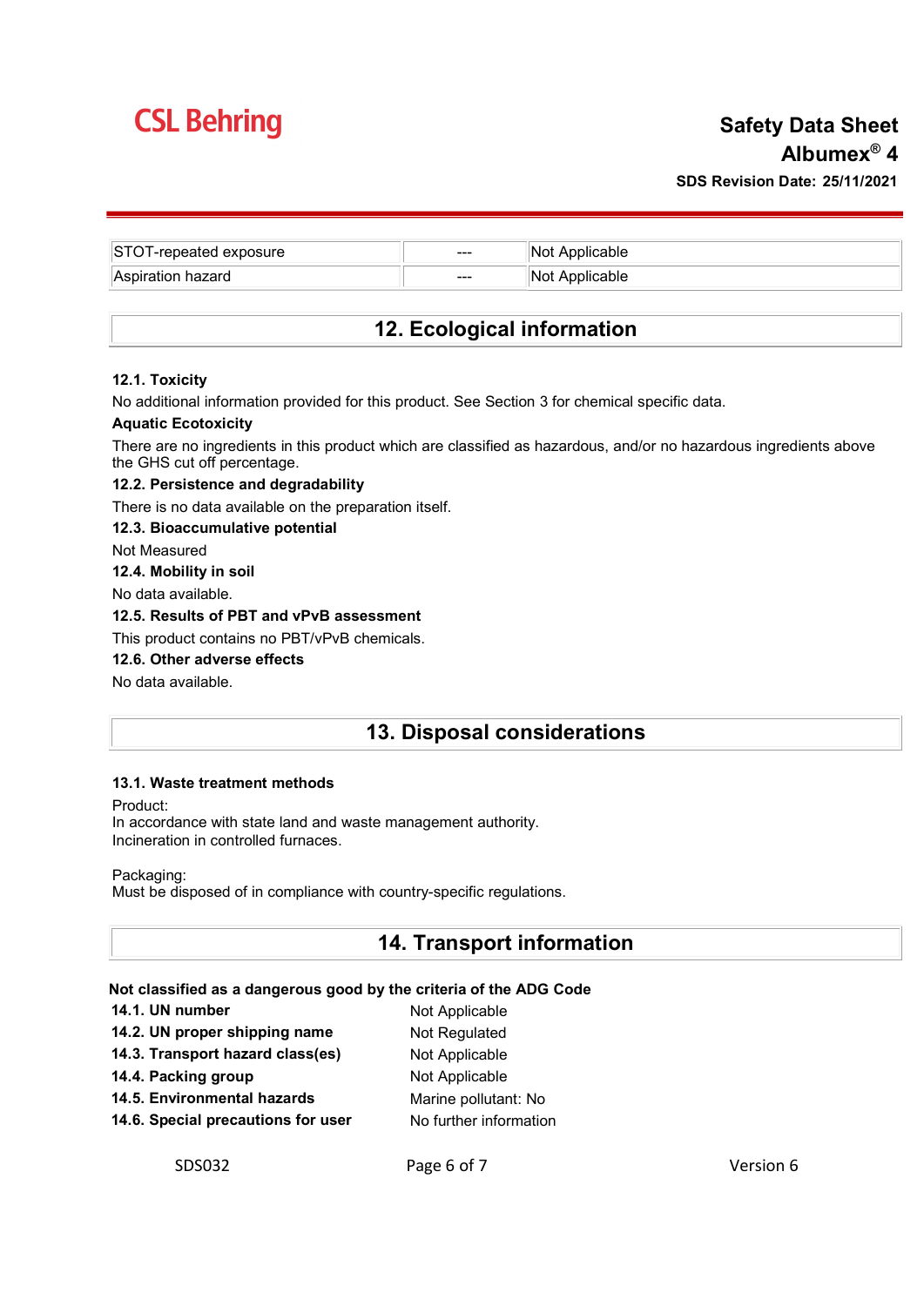| STOT-repeated exposure | --- | Not Applicable |
| --- | --- | --- |
| Aspiration hazard | --- | Not Applicable |

## 12. Ecological information

**12.1. Toxicity**

No additional information provided for this product. See Section 3 for chemical specific data.

**Aquatic Ecotoxicity**

There are no ingredients in this product which are classified as hazardous, and/or no hazardous ingredients above the GHS cut off percentage.

**12.2. Persistence and degradability**

There is no data available on the preparation itself.

**12.3. Bioaccumulative potential**

Not Measured

**12.4. Mobility in soil**

No data available.

**12.5. Results of PBT and vPvB assessment**

This product contains no PBT/vPvB chemicals.

**12.6. Other adverse effects**

No data available.

## 13. Disposal considerations

**13.1. Waste treatment methods**

Product:
In accordance with state land and waste management authority.
Incineration in controlled furnaces.

Packaging:
Must be disposed of in compliance with country-specific regulations.

## 14. Transport information

**Not classified as a dangerous good by the criteria of the ADG Code**

| | |
| --- | --- |
| **14.1. UN number** | Not Applicable |
| **14.2. UN proper shipping name** | Not Regulated |
| **14.3. Transport hazard class(es)** | Not Applicable |
| **14.4. Packing group** | Not Applicable |
| **14.5. Environmental hazards** | Marine pollutant: No |
| **14.6. Special precautions for user** | No further information |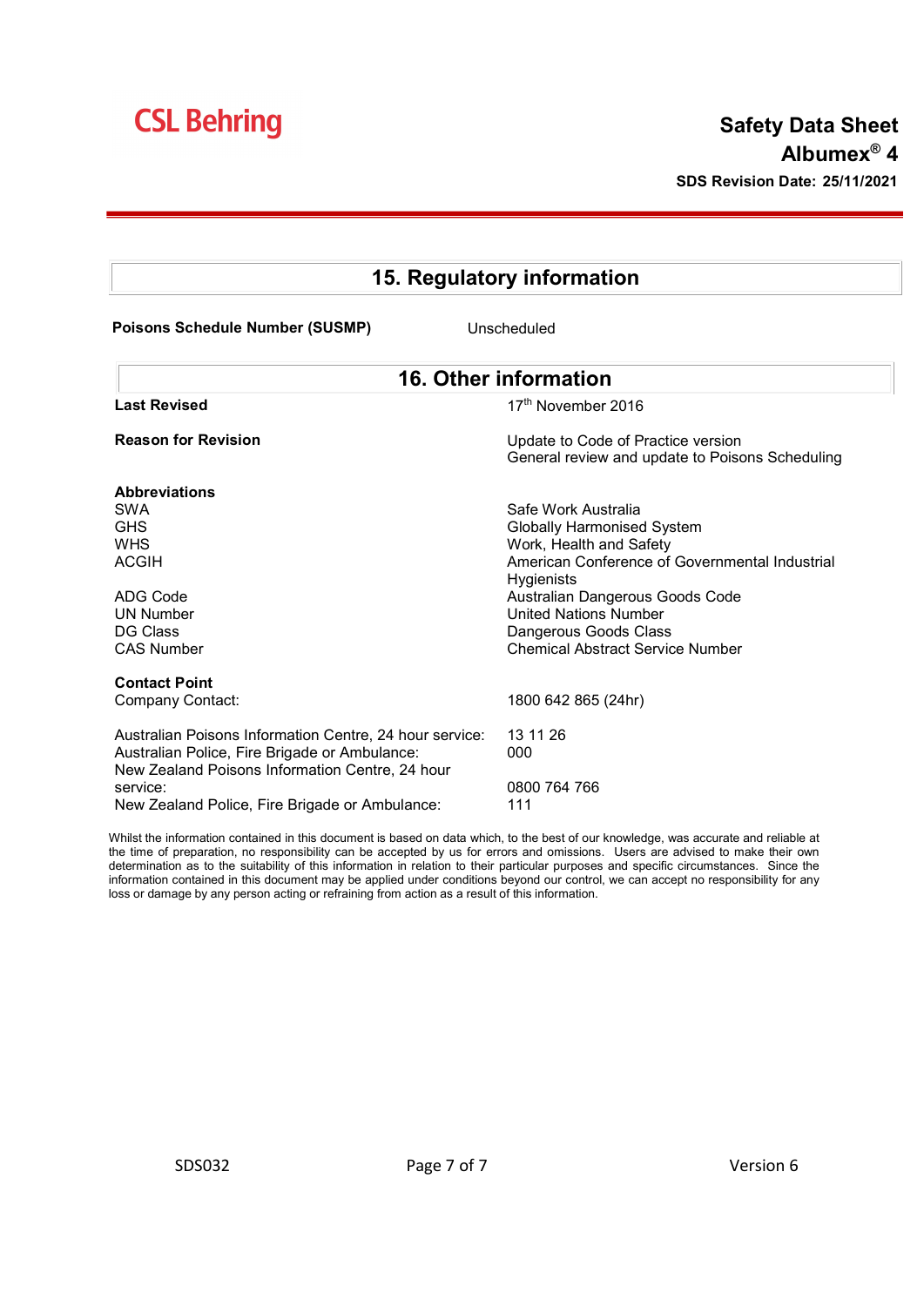## 15. Regulatory information

| | |
|---|---|
| **Poisons Schedule Number (SUSMP)** | Unscheduled |

## 16. Other information

| | |
|---|---|
| **Last Revised** | 17th November 2016 |
| **Reason for Revision** | Update to Code of Practice version<br>General review and update to Poisons Scheduling |

**Abbreviations**

| | |
|---|---|
| SWA | Safe Work Australia |
| GHS | Globally Harmonised System |
| WHS | Work, Health and Safety |
| ACGIH | American Conference of Governmental Industrial Hygienists |
| ADG Code | Australian Dangerous Goods Code |
| UN Number | United Nations Number |
| DG Class | Dangerous Goods Class |
| CAS Number | Chemical Abstract Service Number |

**Contact Point**

| | |
|---|---|
| Company Contact: | 1800 642 865 (24hr) |
| Australian Poisons Information Centre, 24 hour service: | 13 11 26 |
| Australian Police, Fire Brigade or Ambulance: | 000 |
| New Zealand Poisons Information Centre, 24 hour service: | 0800 764 766 |
| New Zealand Police, Fire Brigade or Ambulance: | 111 |

Whilst the information contained in this document is based on data which, to the best of our knowledge, was accurate and reliable at the time of preparation, no responsibility can be accepted by us for errors and omissions. Users are advised to make their own determination as to the suitability of this information in relation to their particular purposes and specific circumstances. Since the information contained in this document may be applied under conditions beyond our control, we can accept no responsibility for any loss or damage by any person acting or refraining from action as a result of this information.